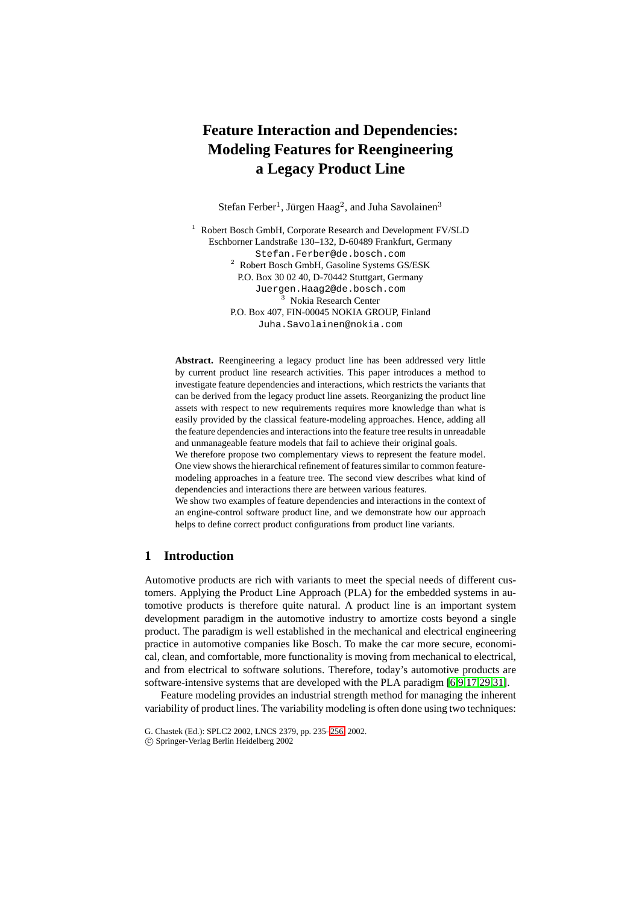# Feature Interaction and Dependencies: Modeling Features for Reengineering a Legacy Product Line

Stefan Ferber[1], Jürgen Haag[2], and Juha Savolainen[3]

[1] Robert Bosch GmbH, Corporate Research and Development FV/SLD
Eschborner Landstraße 130–132, D-60489 Frankfurt, Germany
Stefan.Ferber@de.bosch.com

[2] Robert Bosch GmbH, Gasoline Systems GS/ESK
P.O. Box 30 02 40, D-70442 Stuttgart, Germany
Juergen.Haag2@de.bosch.com

[3] Nokia Research Center
P.O. Box 407, FIN-00045 NOKIA GROUP, Finland
Juha.Savolainen@nokia.com

**Abstract.** Reengineering a legacy product line has been addressed very little by current product line research activities. This paper introduces a method to investigate feature dependencies and interactions, which restricts the variants that can be derived from the legacy product line assets. Reorganizing the product line assets with respect to new requirements requires more knowledge than what is easily provided by the classical feature-modeling approaches. Hence, adding all the feature dependencies and interactions into the feature tree results in unreadable and unmanageable feature models that fail to achieve their original goals.
We therefore propose two complementary views to represent the feature model. One view shows the hierarchical refinement of features similar to common feature-modeling approaches in a feature tree. The second view describes what kind of dependencies and interactions there are between various features.
We show two examples of feature dependencies and interactions in the context of an engine-control software product line, and we demonstrate how our approach helps to define correct product configurations from product line variants.

## 1 Introduction

Automotive products are rich with variants to meet the special needs of different customers. Applying the Product Line Approach (PLA) for the embedded systems in automotive products is therefore quite natural. A product line is an important system development paradigm in the automotive industry to amortize costs beyond a single product. The paradigm is well established in the mechanical and electrical engineering practice in automotive companies like Bosch. To make the car more secure, economical, clean, and comfortable, more functionality is moving from mechanical to electrical, and from electrical to software solutions. Therefore, today's automotive products are software-intensive systems that are developed with the PLA paradigm [6,9,17,29,31].

Feature modeling provides an industrial strength method for managing the inherent variability of product lines. The variability modeling is often done using two techniques:

G. Chastek (Ed.): SPLC2 2002, LNCS 2379, pp. 235–256, 2002.
© Springer-Verlag Berlin Heidelberg 2002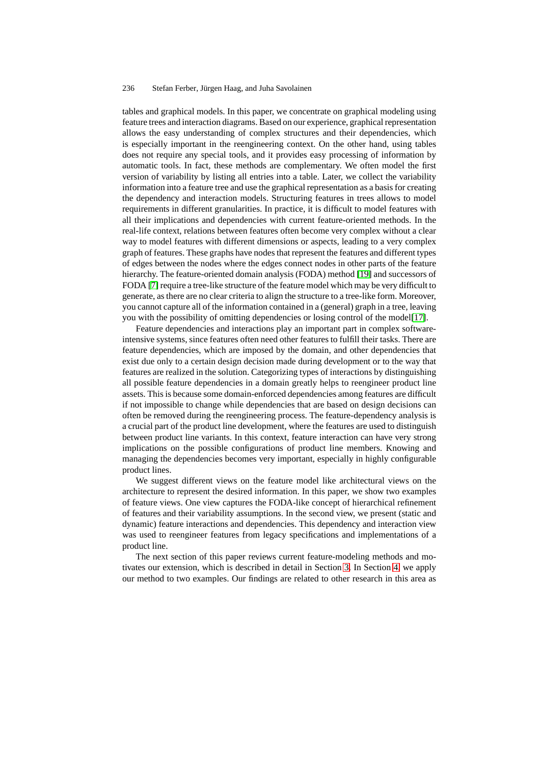tables and graphical models. In this paper, we concentrate on graphical modeling using feature trees and interaction diagrams. Based on our experience, graphical representation allows the easy understanding of complex structures and their dependencies, which is especially important in the reengineering context. On the other hand, using tables does not require any special tools, and it provides easy processing of information by automatic tools. In fact, these methods are complementary. We often model the first version of variability by listing all entries into a table. Later, we collect the variability information into a feature tree and use the graphical representation as a basis for creating the dependency and interaction models. Structuring features in trees allows to model requirements in different granularities. In practice, it is difficult to model features with all their implications and dependencies with current feature-oriented methods. In the real-life context, relations between features often become very complex without a clear way to model features with different dimensions or aspects, leading to a very complex graph of features. These graphs have nodes that represent the features and different types of edges between the nodes where the edges connect nodes in other parts of the feature hierarchy. The feature-oriented domain analysis (FODA) method [19] and successors of FODA [7] require a tree-like structure of the feature model which may be very difficult to generate, as there are no clear criteria to align the structure to a tree-like form. Moreover, you cannot capture all of the information contained in a (general) graph in a tree, leaving you with the possibility of omitting dependencies or losing control of the model[17].

Feature dependencies and interactions play an important part in complex software-intensive systems, since features often need other features to fulfill their tasks. There are feature dependencies, which are imposed by the domain, and other dependencies that exist due only to a certain design decision made during development or to the way that features are realized in the solution. Categorizing types of interactions by distinguishing all possible feature dependencies in a domain greatly helps to reengineer product line assets. This is because some domain-enforced dependencies among features are difficult if not impossible to change while dependencies that are based on design decisions can often be removed during the reengineering process. The feature-dependency analysis is a crucial part of the product line development, where the features are used to distinguish between product line variants. In this context, feature interaction can have very strong implications on the possible configurations of product line members. Knowing and managing the dependencies becomes very important, especially in highly configurable product lines.

We suggest different views on the feature model like architectural views on the architecture to represent the desired information. In this paper, we show two examples of feature views. One view captures the FODA-like concept of hierarchical refinement of features and their variability assumptions. In the second view, we present (static and dynamic) feature interactions and dependencies. This dependency and interaction view was used to reengineer features from legacy specifications and implementations of a product line.

The next section of this paper reviews current feature-modeling methods and motivates our extension, which is described in detail in Section 3. In Section 4 we apply our method to two examples. Our findings are related to other research in this area as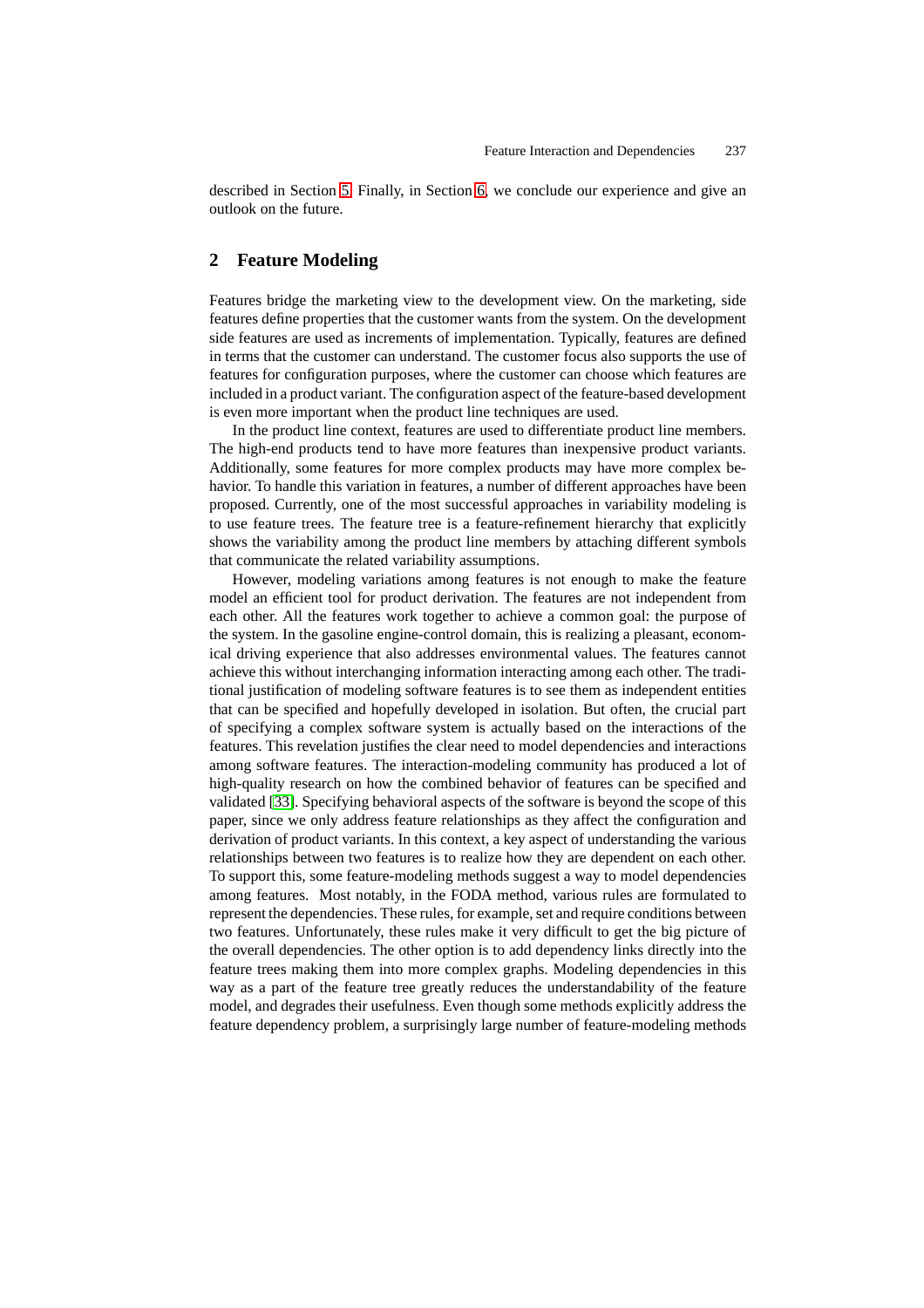described in Section 5. Finally, in Section 6, we conclude our experience and give an outlook on the future.

## 2 Feature Modeling

Features bridge the marketing view to the development view. On the marketing, side features define properties that the customer wants from the system. On the development side features are used as increments of implementation. Typically, features are defined in terms that the customer can understand. The customer focus also supports the use of features for configuration purposes, where the customer can choose which features are included in a product variant. The configuration aspect of the feature-based development is even more important when the product line techniques are used.

In the product line context, features are used to differentiate product line members. The high-end products tend to have more features than inexpensive product variants. Additionally, some features for more complex products may have more complex behavior. To handle this variation in features, a number of different approaches have been proposed. Currently, one of the most successful approaches in variability modeling is to use feature trees. The feature tree is a feature-refinement hierarchy that explicitly shows the variability among the product line members by attaching different symbols that communicate the related variability assumptions.

However, modeling variations among features is not enough to make the feature model an efficient tool for product derivation. The features are not independent from each other. All the features work together to achieve a common goal: the purpose of the system. In the gasoline engine-control domain, this is realizing a pleasant, economical driving experience that also addresses environmental values. The features cannot achieve this without interchanging information interacting among each other. The traditional justification of modeling software features is to see them as independent entities that can be specified and hopefully developed in isolation. But often, the crucial part of specifying a complex software system is actually based on the interactions of the features. This revelation justifies the clear need to model dependencies and interactions among software features. The interaction-modeling community has produced a lot of high-quality research on how the combined behavior of features can be specified and validated [33]. Specifying behavioral aspects of the software is beyond the scope of this paper, since we only address feature relationships as they affect the configuration and derivation of product variants. In this context, a key aspect of understanding the various relationships between two features is to realize how they are dependent on each other. To support this, some feature-modeling methods suggest a way to model dependencies among features. Most notably, in the FODA method, various rules are formulated to represent the dependencies. These rules, for example, set and require conditions between two features. Unfortunately, these rules make it very difficult to get the big picture of the overall dependencies. The other option is to add dependency links directly into the feature trees making them into more complex graphs. Modeling dependencies in this way as a part of the feature tree greatly reduces the understandability of the feature model, and degrades their usefulness. Even though some methods explicitly address the feature dependency problem, a surprisingly large number of feature-modeling methods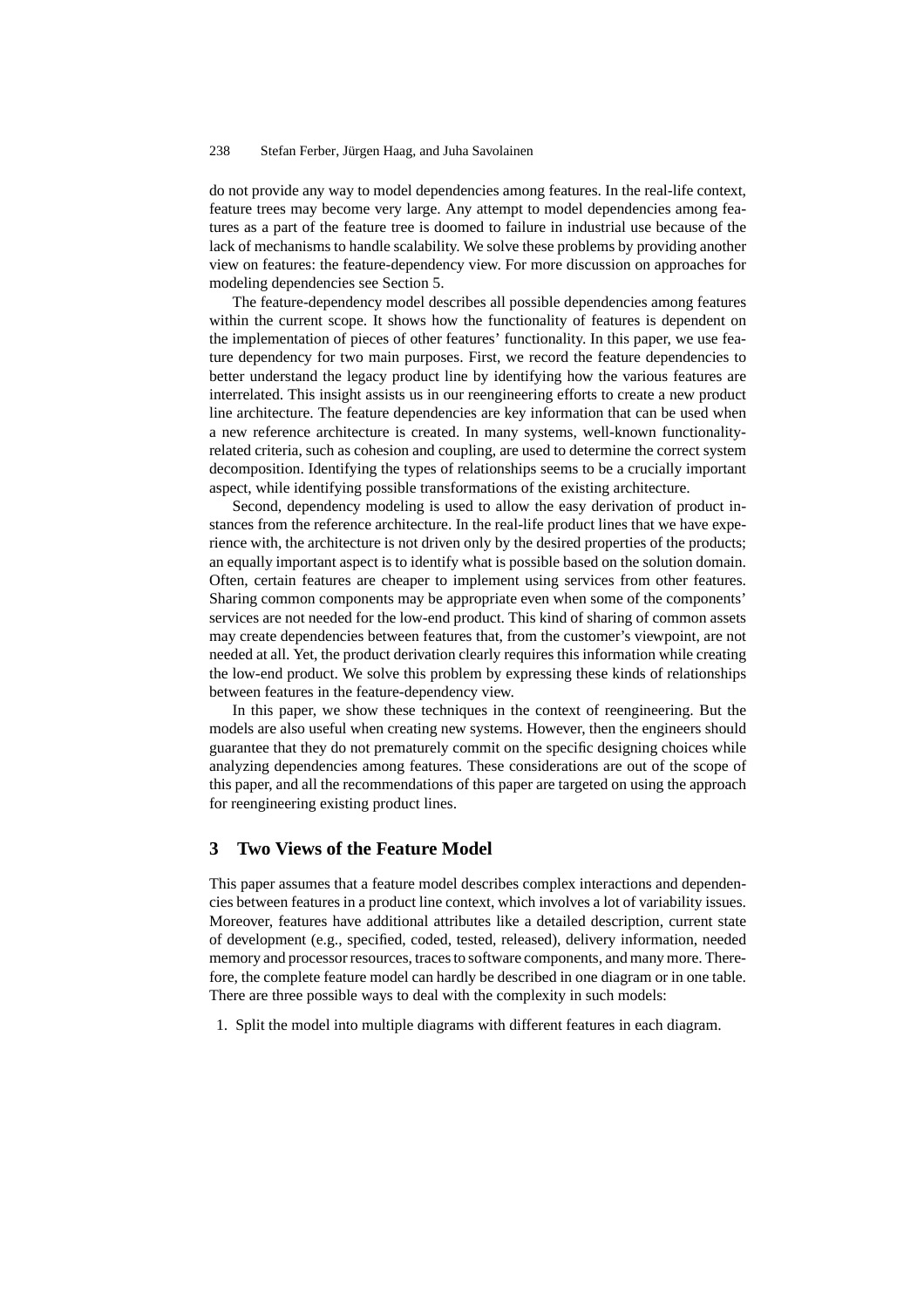do not provide any way to model dependencies among features. In the real-life context, feature trees may become very large. Any attempt to model dependencies among features as a part of the feature tree is doomed to failure in industrial use because of the lack of mechanisms to handle scalability. We solve these problems by providing another view on features: the feature-dependency view. For more discussion on approaches for modeling dependencies see Section 5.

The feature-dependency model describes all possible dependencies among features within the current scope. It shows how the functionality of features is dependent on the implementation of pieces of other features' functionality. In this paper, we use feature dependency for two main purposes. First, we record the feature dependencies to better understand the legacy product line by identifying how the various features are interrelated. This insight assists us in our reengineering efforts to create a new product line architecture. The feature dependencies are key information that can be used when a new reference architecture is created. In many systems, well-known functionality-related criteria, such as cohesion and coupling, are used to determine the correct system decomposition. Identifying the types of relationships seems to be a crucially important aspect, while identifying possible transformations of the existing architecture.

Second, dependency modeling is used to allow the easy derivation of product instances from the reference architecture. In the real-life product lines that we have experience with, the architecture is not driven only by the desired properties of the products; an equally important aspect is to identify what is possible based on the solution domain. Often, certain features are cheaper to implement using services from other features. Sharing common components may be appropriate even when some of the components' services are not needed for the low-end product. This kind of sharing of common assets may create dependencies between features that, from the customer's viewpoint, are not needed at all. Yet, the product derivation clearly requires this information while creating the low-end product. We solve this problem by expressing these kinds of relationships between features in the feature-dependency view.

In this paper, we show these techniques in the context of reengineering. But the models are also useful when creating new systems. However, then the engineers should guarantee that they do not prematurely commit on the specific designing choices while analyzing dependencies among features. These considerations are out of the scope of this paper, and all the recommendations of this paper are targeted on using the approach for reengineering existing product lines.

## 3 Two Views of the Feature Model

This paper assumes that a feature model describes complex interactions and dependencies between features in a product line context, which involves a lot of variability issues. Moreover, features have additional attributes like a detailed description, current state of development (e.g., specified, coded, tested, released), delivery information, needed memory and processor resources, traces to software components, and many more. Therefore, the complete feature model can hardly be described in one diagram or in one table. There are three possible ways to deal with the complexity in such models:

1. Split the model into multiple diagrams with different features in each diagram.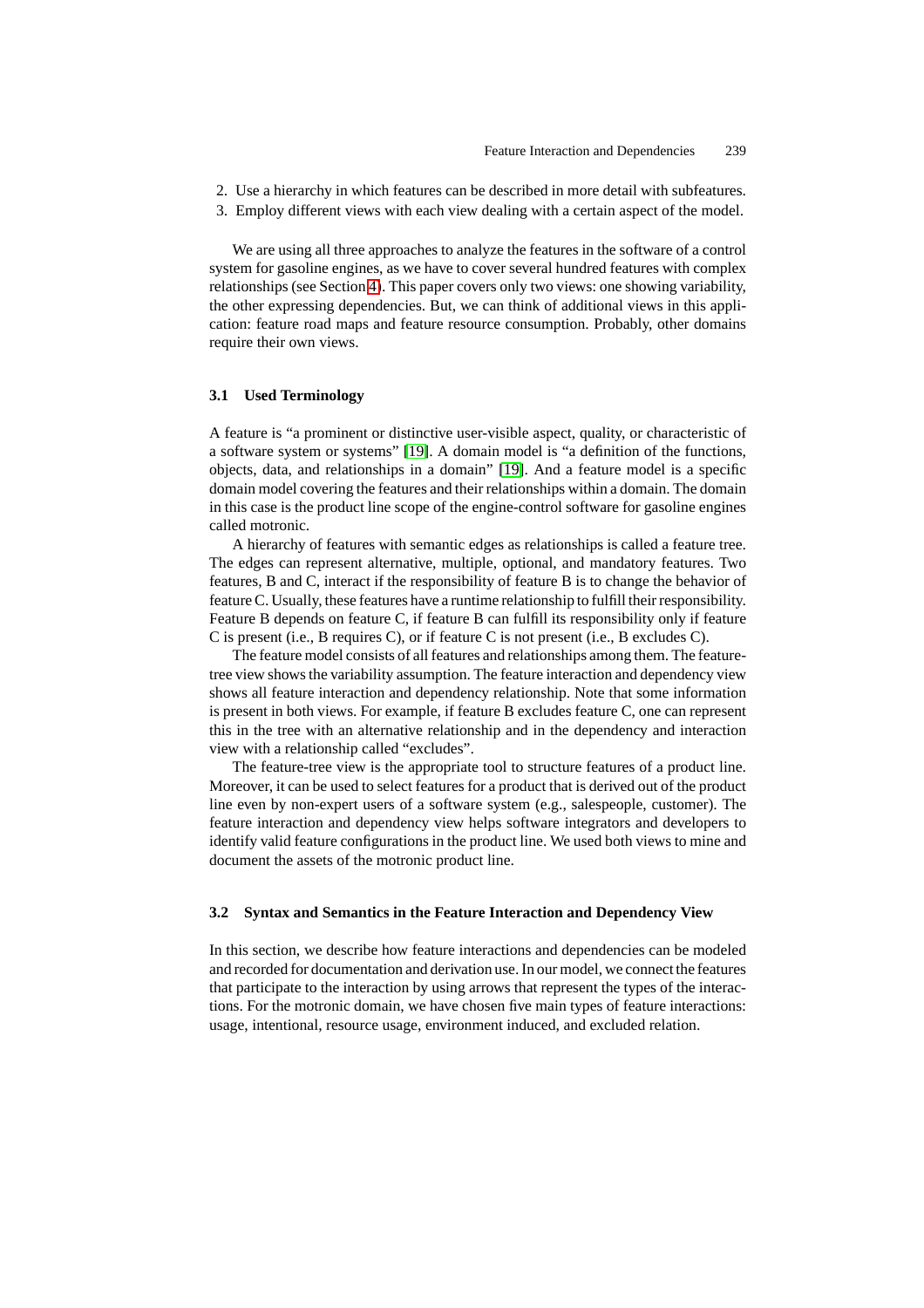2. Use a hierarchy in which features can be described in more detail with subfeatures.
3. Employ different views with each view dealing with a certain aspect of the model.

We are using all three approaches to analyze the features in the software of a control system for gasoline engines, as we have to cover several hundred features with complex relationships (see Section 4). This paper covers only two views: one showing variability, the other expressing dependencies. But, we can think of additional views in this application: feature road maps and feature resource consumption. Probably, other domains require their own views.

### 3.1 Used Terminology

A feature is "a prominent or distinctive user-visible aspect, quality, or characteristic of a software system or systems" [19]. A domain model is "a definition of the functions, objects, data, and relationships in a domain" [19]. And a feature model is a specific domain model covering the features and their relationships within a domain. The domain in this case is the product line scope of the engine-control software for gasoline engines called motronic.

A hierarchy of features with semantic edges as relationships is called a feature tree. The edges can represent alternative, multiple, optional, and mandatory features. Two features, B and C, interact if the responsibility of feature B is to change the behavior of feature C. Usually, these features have a runtime relationship to fulfill their responsibility. Feature B depends on feature C, if feature B can fulfill its responsibility only if feature C is present (i.e., B requires C), or if feature C is not present (i.e., B excludes C).

The feature model consists of all features and relationships among them. The feature-tree view shows the variability assumption. The feature interaction and dependency view shows all feature interaction and dependency relationship. Note that some information is present in both views. For example, if feature B excludes feature C, one can represent this in the tree with an alternative relationship and in the dependency and interaction view with a relationship called "excludes".

The feature-tree view is the appropriate tool to structure features of a product line. Moreover, it can be used to select features for a product that is derived out of the product line even by non-expert users of a software system (e.g., salespeople, customer). The feature interaction and dependency view helps software integrators and developers to identify valid feature configurations in the product line. We used both views to mine and document the assets of the motronic product line.

### 3.2 Syntax and Semantics in the Feature Interaction and Dependency View

In this section, we describe how feature interactions and dependencies can be modeled and recorded for documentation and derivation use. In our model, we connect the features that participate to the interaction by using arrows that represent the types of the interactions. For the motronic domain, we have chosen five main types of feature interactions: usage, intentional, resource usage, environment induced, and excluded relation.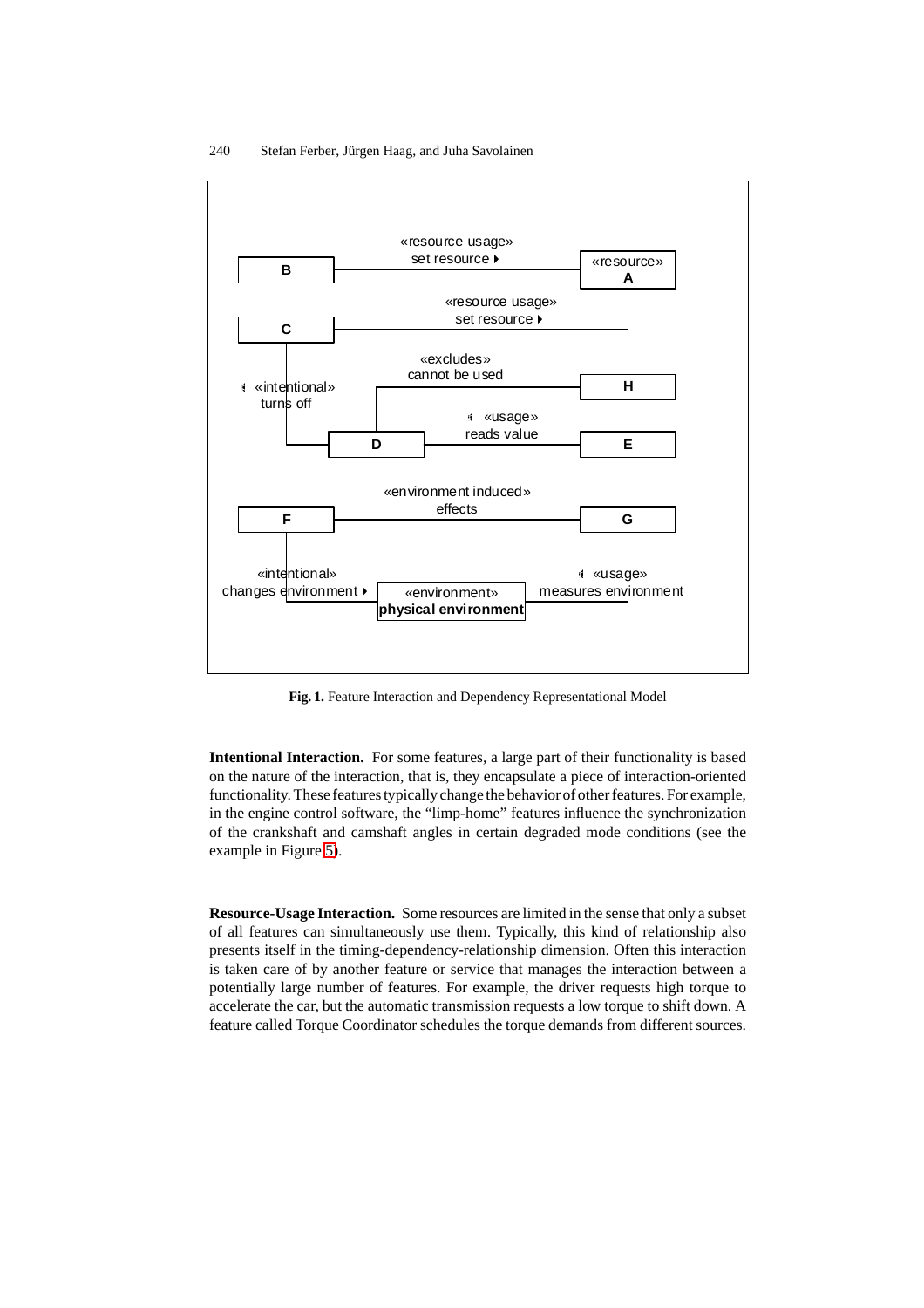**Fig. 1.** Feature Interaction and Dependency Representational Model

**Intentional Interaction.** For some features, a large part of their functionality is based on the nature of the interaction, that is, they encapsulate a piece of interaction-oriented functionality. These features typically change the behavior of other features. For example, in the engine control software, the "limp-home" features influence the synchronization of the crankshaft and camshaft angles in certain degraded mode conditions (see the example in Figure 5).

**Resource-Usage Interaction.** Some resources are limited in the sense that only a subset of all features can simultaneously use them. Typically, this kind of relationship also presents itself in the timing-dependency-relationship dimension. Often this interaction is taken care of by another feature or service that manages the interaction between a potentially large number of features. For example, the driver requests high torque to accelerate the car, but the automatic transmission requests a low torque to shift down. A feature called Torque Coordinator schedules the torque demands from different sources.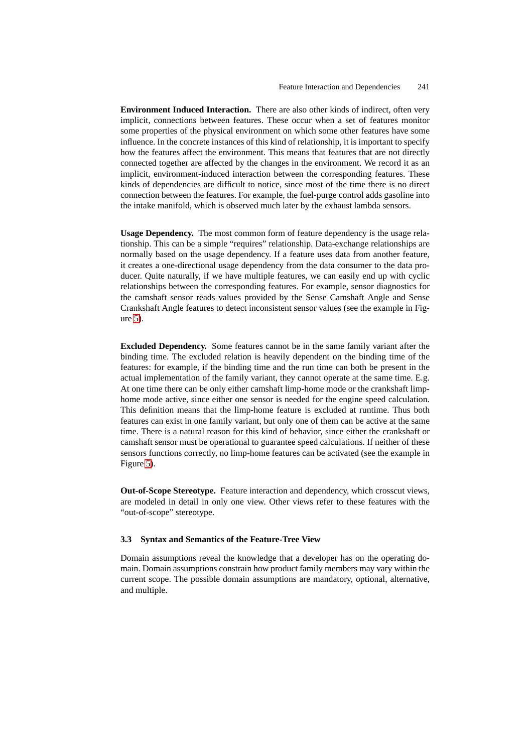**Environment Induced Interaction.** There are also other kinds of indirect, often very implicit, connections between features. These occur when a set of features monitor some properties of the physical environment on which some other features have some influence. In the concrete instances of this kind of relationship, it is important to specify how the features affect the environment. This means that features that are not directly connected together are affected by the changes in the environment. We record it as an implicit, environment-induced interaction between the corresponding features. These kinds of dependencies are difficult to notice, since most of the time there is no direct connection between the features. For example, the fuel-purge control adds gasoline into the intake manifold, which is observed much later by the exhaust lambda sensors.

**Usage Dependency.** The most common form of feature dependency is the usage relationship. This can be a simple "requires" relationship. Data-exchange relationships are normally based on the usage dependency. If a feature uses data from another feature, it creates a one-directional usage dependency from the data consumer to the data producer. Quite naturally, if we have multiple features, we can easily end up with cyclic relationships between the corresponding features. For example, sensor diagnostics for the camshaft sensor reads values provided by the Sense Camshaft Angle and Sense Crankshaft Angle features to detect inconsistent sensor values (see the example in Figure 5).

**Excluded Dependency.** Some features cannot be in the same family variant after the binding time. The excluded relation is heavily dependent on the binding time of the features: for example, if the binding time and the run time can both be present in the actual implementation of the family variant, they cannot operate at the same time. E.g. At one time there can be only either camshaft limp-home mode or the crankshaft limp-home mode active, since either one sensor is needed for the engine speed calculation. This definition means that the limp-home feature is excluded at runtime. Thus both features can exist in one family variant, but only one of them can be active at the same time. There is a natural reason for this kind of behavior, since either the crankshaft or camshaft sensor must be operational to guarantee speed calculations. If neither of these sensors functions correctly, no limp-home features can be activated (see the example in Figure 5).

**Out-of-Scope Stereotype.** Feature interaction and dependency, which crosscut views, are modeled in detail in only one view. Other views refer to these features with the "out-of-scope" stereotype.

### 3.3 Syntax and Semantics of the Feature-Tree View

Domain assumptions reveal the knowledge that a developer has on the operating domain. Domain assumptions constrain how product family members may vary within the current scope. The possible domain assumptions are mandatory, optional, alternative, and multiple.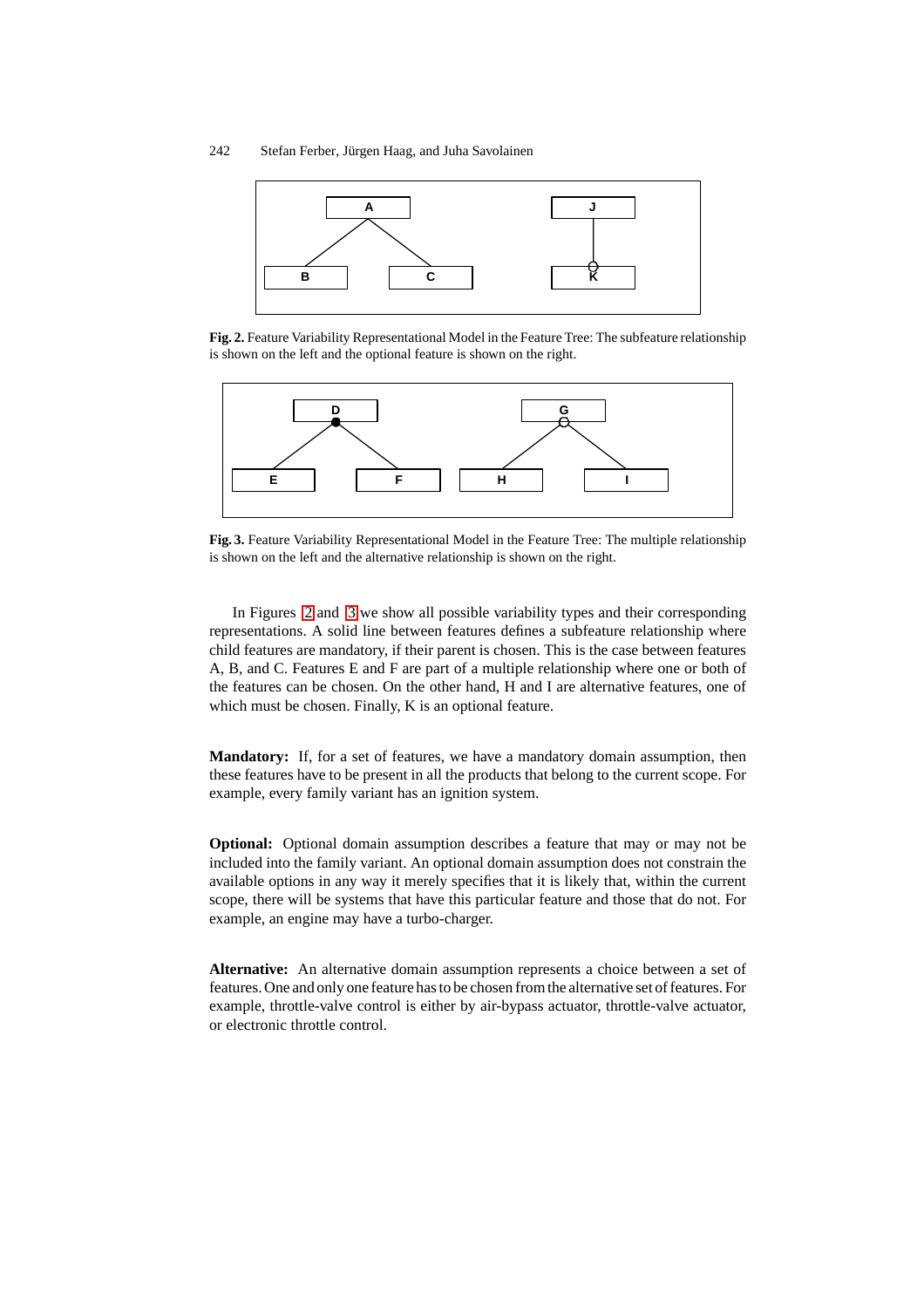**Fig. 2.** Feature Variability Representational Model in the Feature Tree: The subfeature relationship is shown on the left and the optional feature is shown on the right.

**Fig. 3.** Feature Variability Representational Model in the Feature Tree: The multiple relationship is shown on the left and the alternative relationship is shown on the right.

In Figures 2 and 3 we show all possible variability types and their corresponding representations. A solid line between features defines a subfeature relationship where child features are mandatory, if their parent is chosen. This is the case between features A, B, and C. Features E and F are part of a multiple relationship where one or both of the features can be chosen. On the other hand, H and I are alternative features, one of which must be chosen. Finally, K is an optional feature.

**Mandatory:** If, for a set of features, we have a mandatory domain assumption, then these features have to be present in all the products that belong to the current scope. For example, every family variant has an ignition system.

**Optional:** Optional domain assumption describes a feature that may or may not be included into the family variant. An optional domain assumption does not constrain the available options in any way it merely specifies that it is likely that, within the current scope, there will be systems that have this particular feature and those that do not. For example, an engine may have a turbo-charger.

**Alternative:** An alternative domain assumption represents a choice between a set of features. One and only one feature has to be chosen from the alternative set of features. For example, throttle-valve control is either by air-bypass actuator, throttle-valve actuator, or electronic throttle control.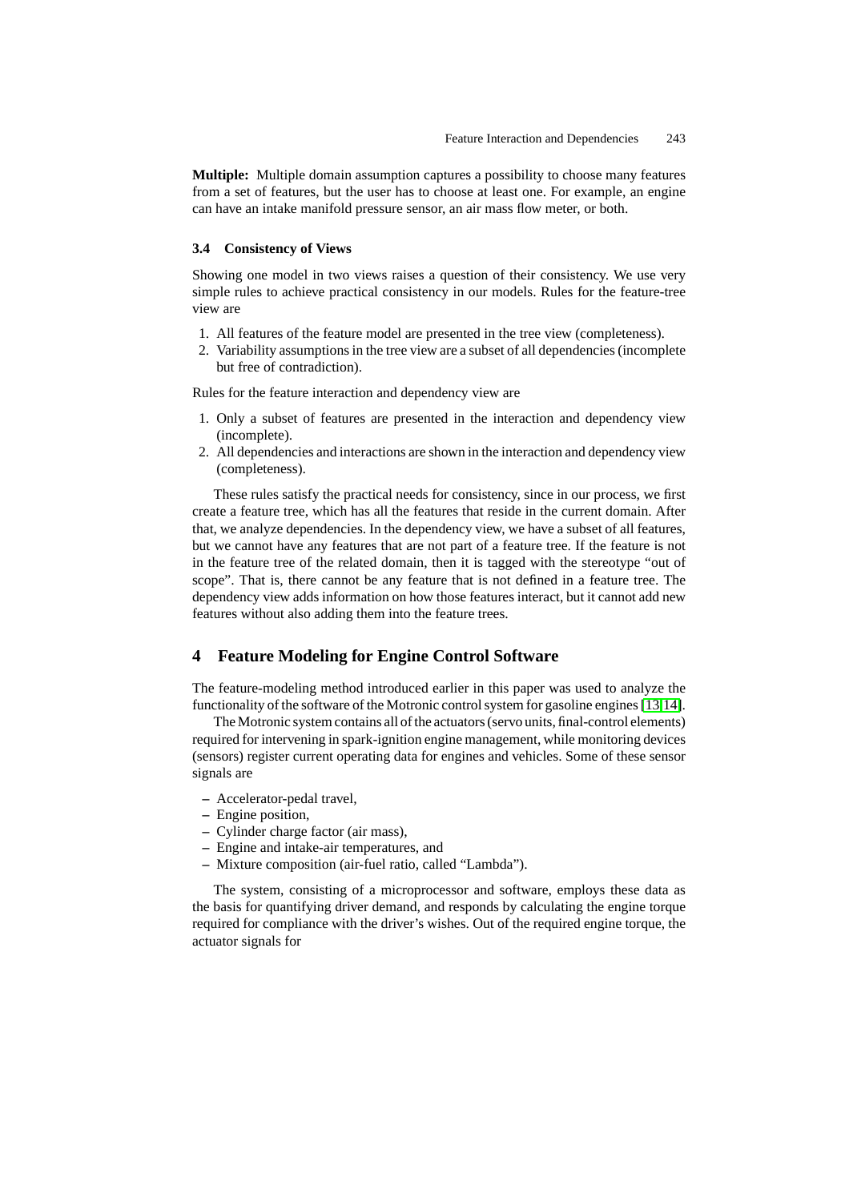**Multiple:** Multiple domain assumption captures a possibility to choose many features from a set of features, but the user has to choose at least one. For example, an engine can have an intake manifold pressure sensor, an air mass flow meter, or both.

### 3.4 Consistency of Views

Showing one model in two views raises a question of their consistency. We use very simple rules to achieve practical consistency in our models. Rules for the feature-tree view are

1. All features of the feature model are presented in the tree view (completeness).
2. Variability assumptions in the tree view are a subset of all dependencies (incomplete but free of contradiction).

Rules for the feature interaction and dependency view are

1. Only a subset of features are presented in the interaction and dependency view (incomplete).
2. All dependencies and interactions are shown in the interaction and dependency view (completeness).

These rules satisfy the practical needs for consistency, since in our process, we first create a feature tree, which has all the features that reside in the current domain. After that, we analyze dependencies. In the dependency view, we have a subset of all features, but we cannot have any features that are not part of a feature tree. If the feature is not in the feature tree of the related domain, then it is tagged with the stereotype "out of scope". That is, there cannot be any feature that is not defined in a feature tree. The dependency view adds information on how those features interact, but it cannot add new features without also adding them into the feature trees.

## 4 Feature Modeling for Engine Control Software

The feature-modeling method introduced earlier in this paper was used to analyze the functionality of the software of the Motronic control system for gasoline engines [13,14].

The Motronic system contains all of the actuators (servo units, final-control elements) required for intervening in spark-ignition engine management, while monitoring devices (sensors) register current operating data for engines and vehicles. Some of these sensor signals are

- Accelerator-pedal travel,
- Engine position,
- Cylinder charge factor (air mass),
- Engine and intake-air temperatures, and
- Mixture composition (air-fuel ratio, called "Lambda").

The system, consisting of a microprocessor and software, employs these data as the basis for quantifying driver demand, and responds by calculating the engine torque required for compliance with the driver's wishes. Out of the required engine torque, the actuator signals for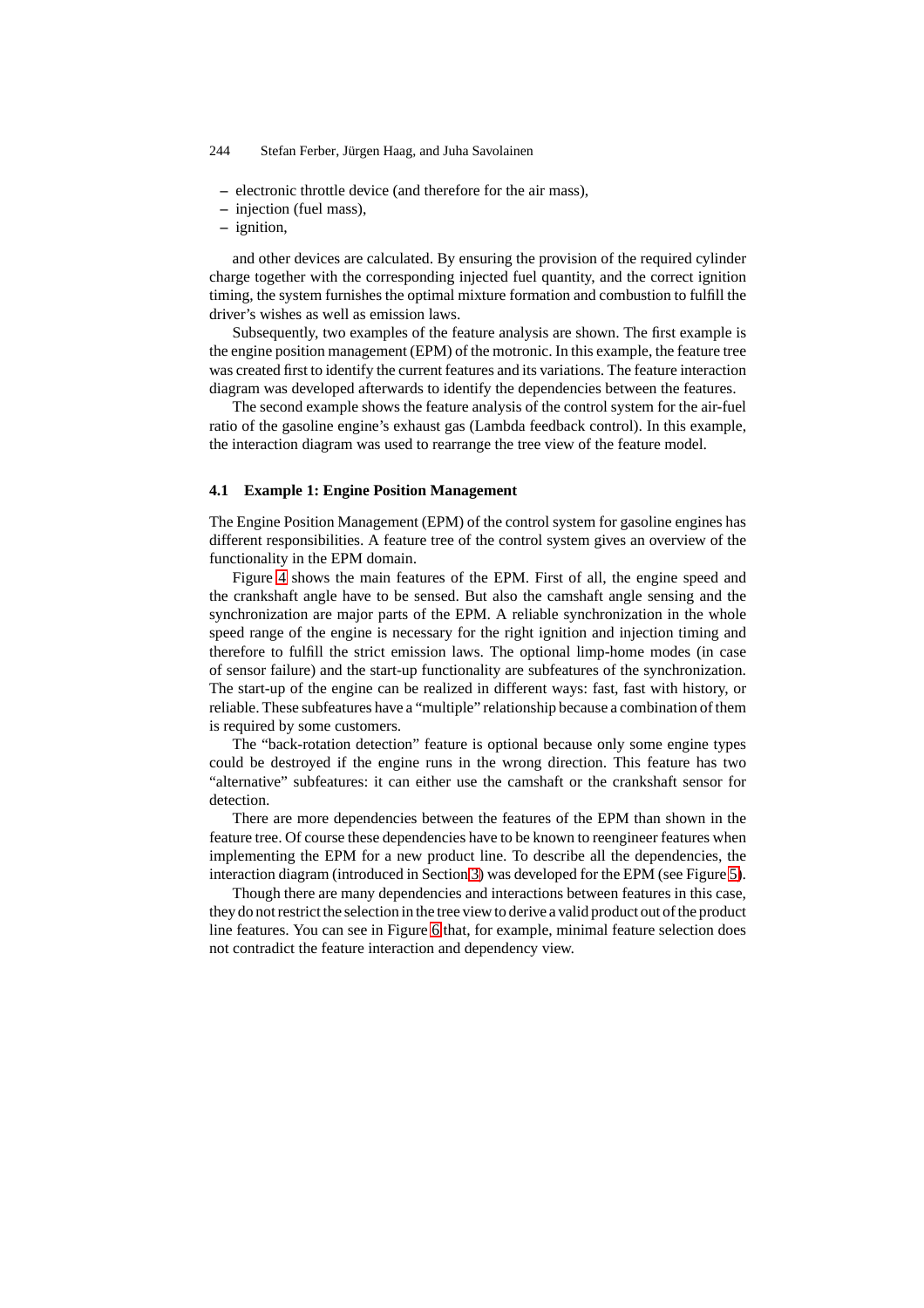- electronic throttle device (and therefore for the air mass),
- injection (fuel mass),
- ignition,

and other devices are calculated. By ensuring the provision of the required cylinder charge together with the corresponding injected fuel quantity, and the correct ignition timing, the system furnishes the optimal mixture formation and combustion to fulfill the driver's wishes as well as emission laws.

Subsequently, two examples of the feature analysis are shown. The first example is the engine position management (EPM) of the motronic. In this example, the feature tree was created first to identify the current features and its variations. The feature interaction diagram was developed afterwards to identify the dependencies between the features.

The second example shows the feature analysis of the control system for the air-fuel ratio of the gasoline engine's exhaust gas (Lambda feedback control). In this example, the interaction diagram was used to rearrange the tree view of the feature model.

### 4.1 Example 1: Engine Position Management

The Engine Position Management (EPM) of the control system for gasoline engines has different responsibilities. A feature tree of the control system gives an overview of the functionality in the EPM domain.

Figure 4 shows the main features of the EPM. First of all, the engine speed and the crankshaft angle have to be sensed. But also the camshaft angle sensing and the synchronization are major parts of the EPM. A reliable synchronization in the whole speed range of the engine is necessary for the right ignition and injection timing and therefore to fulfill the strict emission laws. The optional limp-home modes (in case of sensor failure) and the start-up functionality are subfeatures of the synchronization. The start-up of the engine can be realized in different ways: fast, fast with history, or reliable. These subfeatures have a "multiple" relationship because a combination of them is required by some customers.

The "back-rotation detection" feature is optional because only some engine types could be destroyed if the engine runs in the wrong direction. This feature has two "alternative" subfeatures: it can either use the camshaft or the crankshaft sensor for detection.

There are more dependencies between the features of the EPM than shown in the feature tree. Of course these dependencies have to be known to reengineer features when implementing the EPM for a new product line. To describe all the dependencies, the interaction diagram (introduced in Section 3) was developed for the EPM (see Figure 5).

Though there are many dependencies and interactions between features in this case, they do not restrict the selection in the tree view to derive a valid product out of the product line features. You can see in Figure 6 that, for example, minimal feature selection does not contradict the feature interaction and dependency view.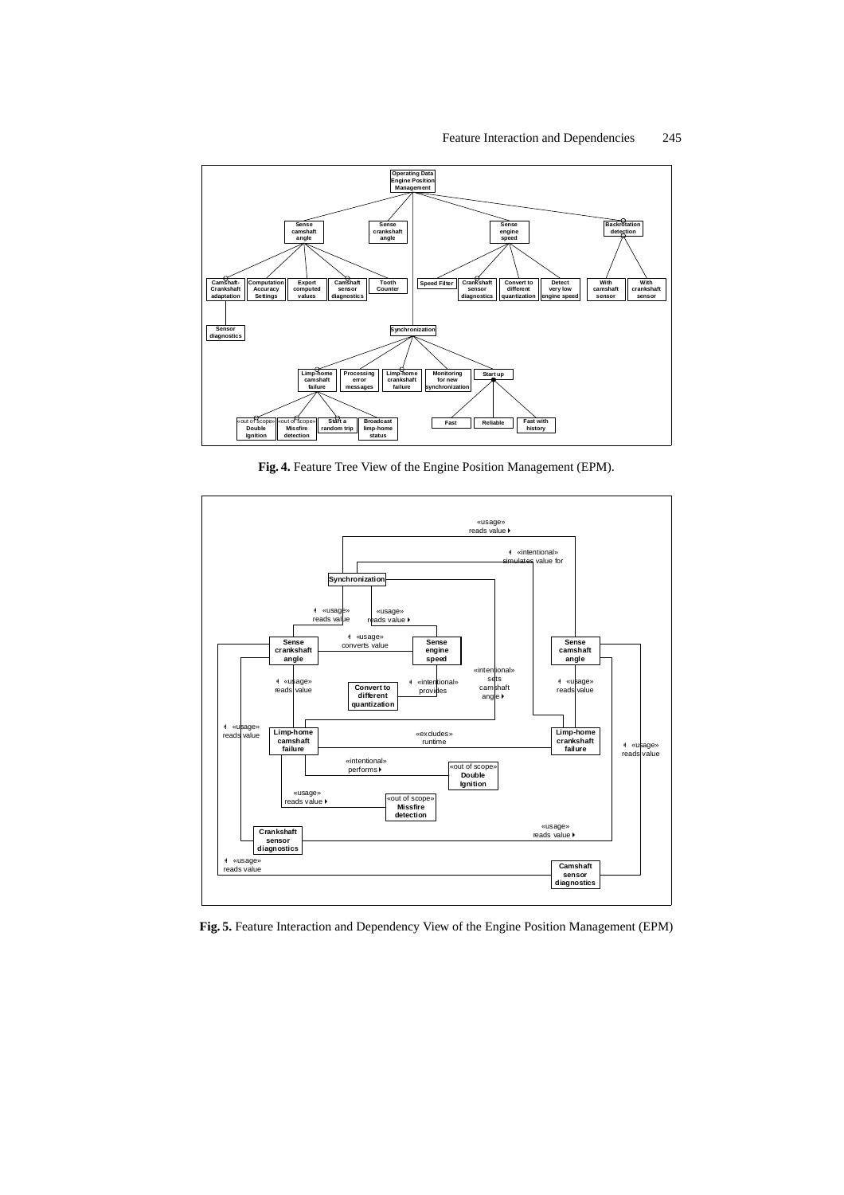**Fig. 4.** Feature Tree View of the Engine Position Management (EPM).

**Fig. 5.** Feature Interaction and Dependency View of the Engine Position Management (EPM)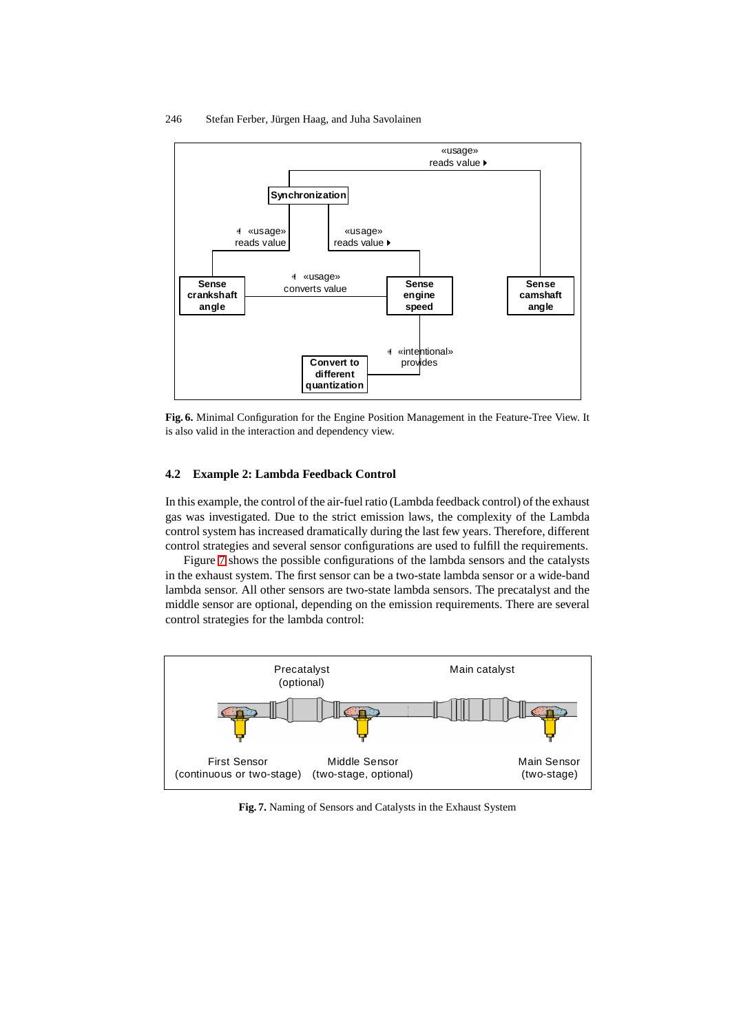**Fig. 6.** Minimal Configuration for the Engine Position Management in the Feature-Tree View. It is also valid in the interaction and dependency view.

### 4.2 Example 2: Lambda Feedback Control

In this example, the control of the air-fuel ratio (Lambda feedback control) of the exhaust gas was investigated. Due to the strict emission laws, the complexity of the Lambda control system has increased dramatically during the last few years. Therefore, different control strategies and several sensor configurations are used to fulfill the requirements.

Figure 7 shows the possible configurations of the lambda sensors and the catalysts in the exhaust system. The first sensor can be a two-state lambda sensor or a wide-band lambda sensor. All other sensors are two-state lambda sensors. The precatalyst and the middle sensor are optional, depending on the emission requirements. There are several control strategies for the lambda control:

**Fig. 7.** Naming of Sensors and Catalysts in the Exhaust System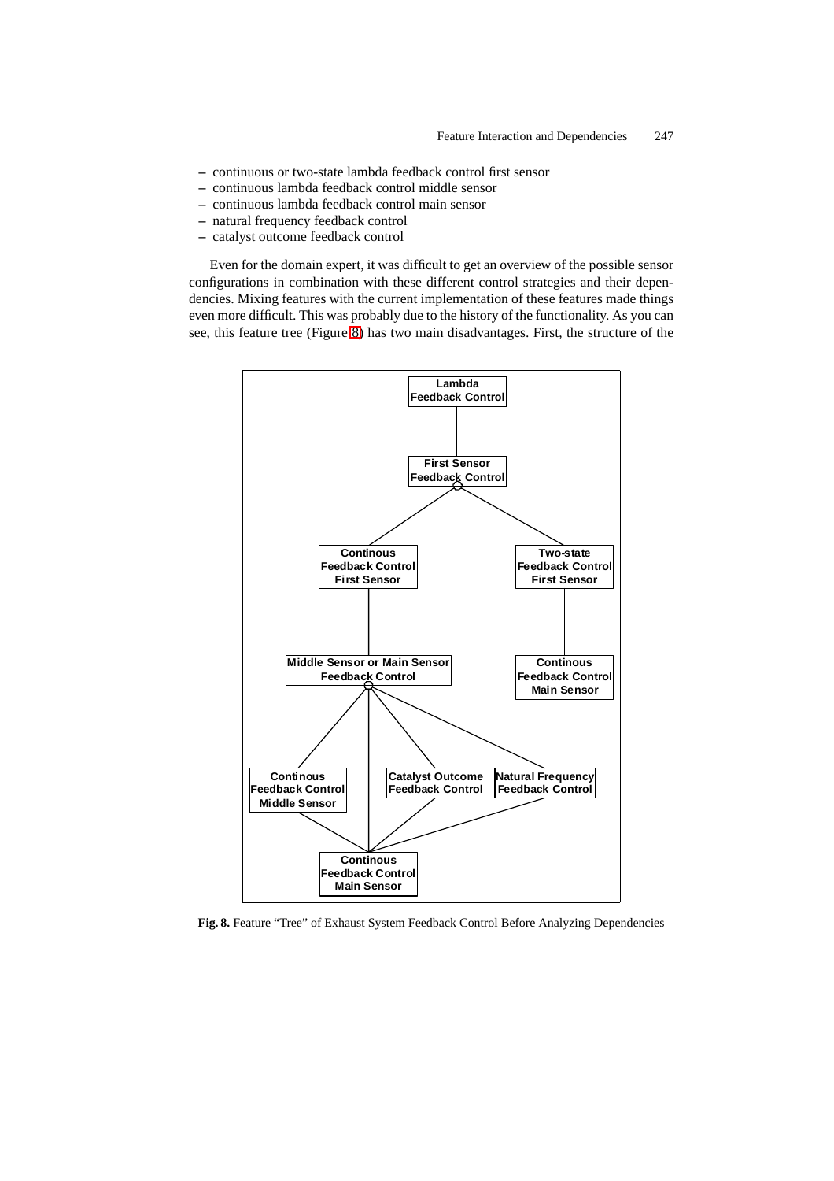- continuous or two-state lambda feedback control first sensor
- continuous lambda feedback control middle sensor
- continuous lambda feedback control main sensor
- natural frequency feedback control
- catalyst outcome feedback control

Even for the domain expert, it was difficult to get an overview of the possible sensor configurations in combination with these different control strategies and their dependencies. Mixing features with the current implementation of these features made things even more difficult. This was probably due to the history of the functionality. As you can see, this feature tree (Figure 8) has two main disadvantages. First, the structure of the

**Fig. 8.** Feature "Tree" of Exhaust System Feedback Control Before Analyzing Dependencies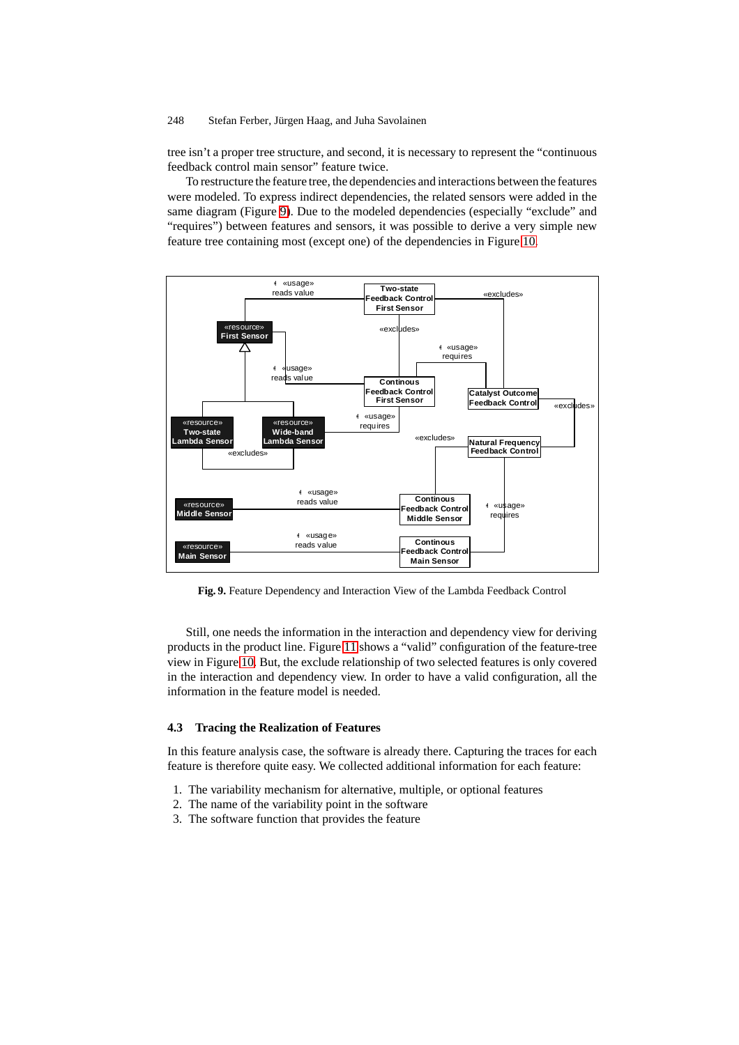tree isn't a proper tree structure, and second, it is necessary to represent the "continuous feedback control main sensor" feature twice.

To restructure the feature tree, the dependencies and interactions between the features were modeled. To express indirect dependencies, the related sensors were added in the same diagram (Figure 9). Due to the modeled dependencies (especially "exclude" and "requires") between features and sensors, it was possible to derive a very simple new feature tree containing most (except one) of the dependencies in Figure 10.

Fig. 9. Feature Dependency and Interaction View of the Lambda Feedback Control

Still, one needs the information in the interaction and dependency view for deriving products in the product line. Figure 11 shows a "valid" configuration of the feature-tree view in Figure 10. But, the exclude relationship of two selected features is only covered in the interaction and dependency view. In order to have a valid configuration, all the information in the feature model is needed.

### 4.3 Tracing the Realization of Features

In this feature analysis case, the software is already there. Capturing the traces for each feature is therefore quite easy. We collected additional information for each feature:

1. The variability mechanism for alternative, multiple, or optional features
2. The name of the variability point in the software
3. The software function that provides the feature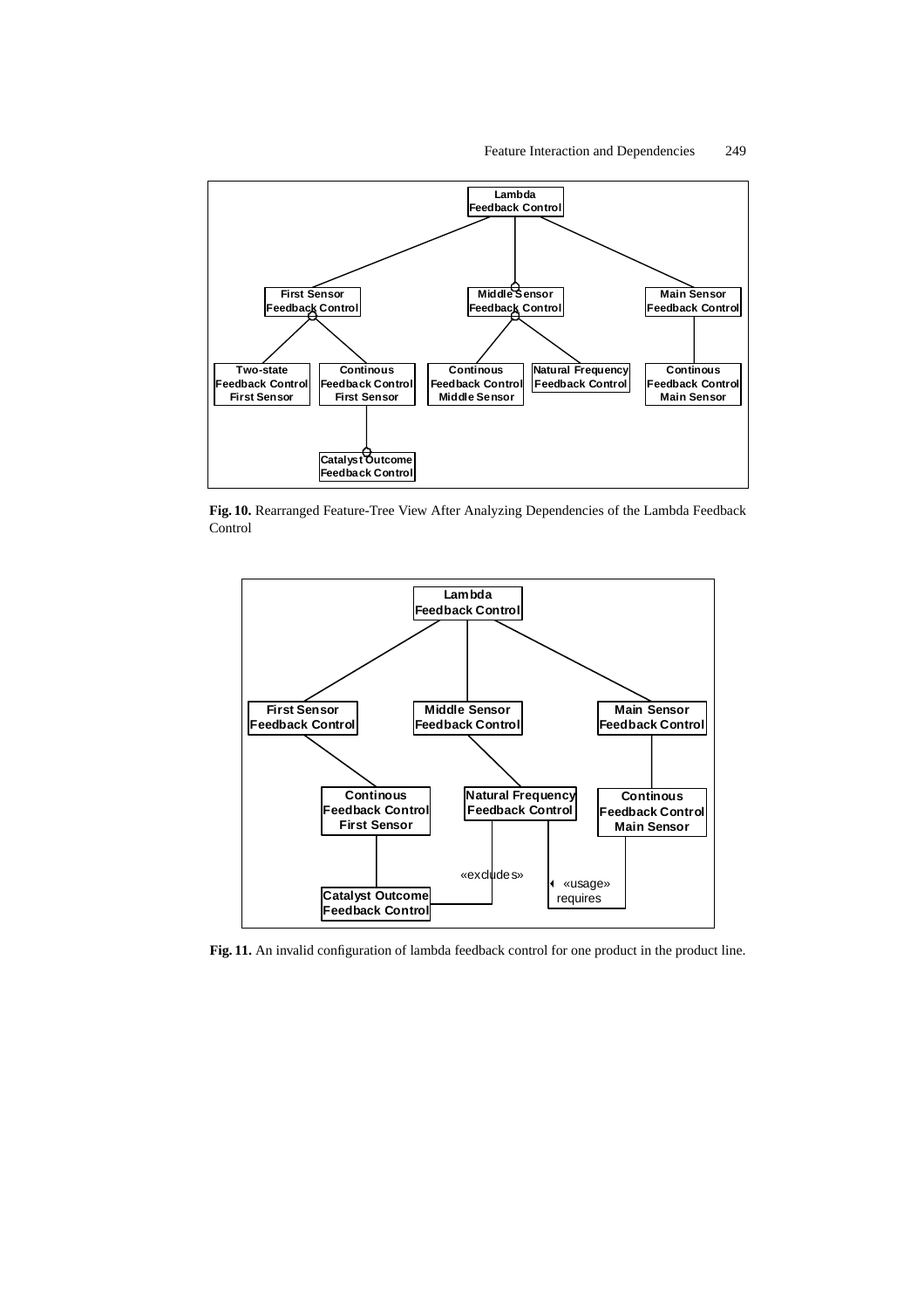**Fig. 10.** Rearranged Feature-Tree View After Analyzing Dependencies of the Lambda Feedback Control

**Fig. 11.** An invalid configuration of lambda feedback control for one product in the product line.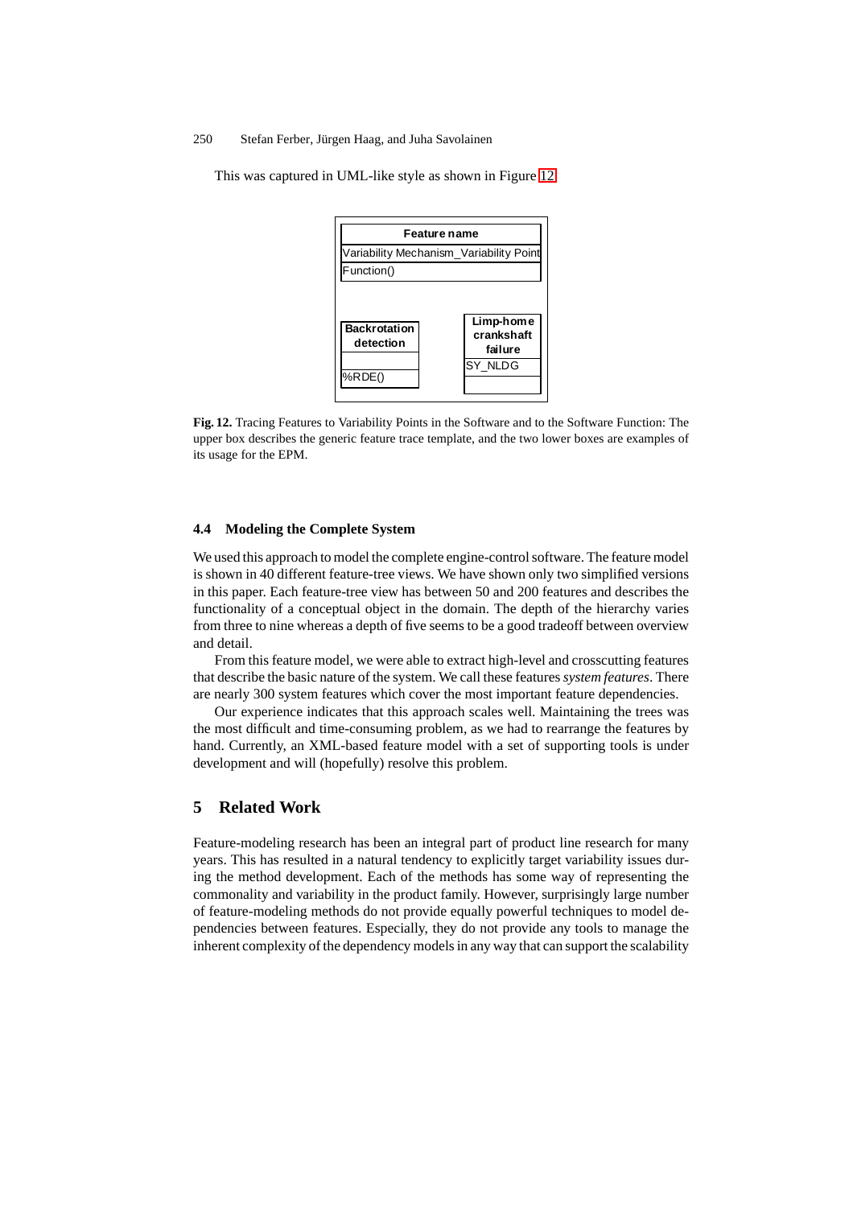This was captured in UML-like style as shown in Figure 12.

| Feature name |
|---|
| Variability Mechanism_Variability Point |
| Function() |

| Backrotation detection |
|---|
| |
| %RDE() |

| Limp-home crankshaft failure |
|---|
| SY_NLDG |
| |

**Fig. 12.** Tracing Features to Variability Points in the Software and to the Software Function: The upper box describes the generic feature trace template, and the two lower boxes are examples of its usage for the EPM.

### 4.4 Modeling the Complete System

We used this approach to model the complete engine-control software. The feature model is shown in 40 different feature-tree views. We have shown only two simplified versions in this paper. Each feature-tree view has between 50 and 200 features and describes the functionality of a conceptual object in the domain. The depth of the hierarchy varies from three to nine whereas a depth of five seems to be a good tradeoff between overview and detail.

From this feature model, we were able to extract high-level and crosscutting features that describe the basic nature of the system. We call these features *system features*. There are nearly 300 system features which cover the most important feature dependencies.

Our experience indicates that this approach scales well. Maintaining the trees was the most difficult and time-consuming problem, as we had to rearrange the features by hand. Currently, an XML-based feature model with a set of supporting tools is under development and will (hopefully) resolve this problem.

## 5 Related Work

Feature-modeling research has been an integral part of product line research for many years. This has resulted in a natural tendency to explicitly target variability issues during the method development. Each of the methods has some way of representing the commonality and variability in the product family. However, surprisingly large number of feature-modeling methods do not provide equally powerful techniques to model dependencies between features. Especially, they do not provide any tools to manage the inherent complexity of the dependency models in any way that can support the scalability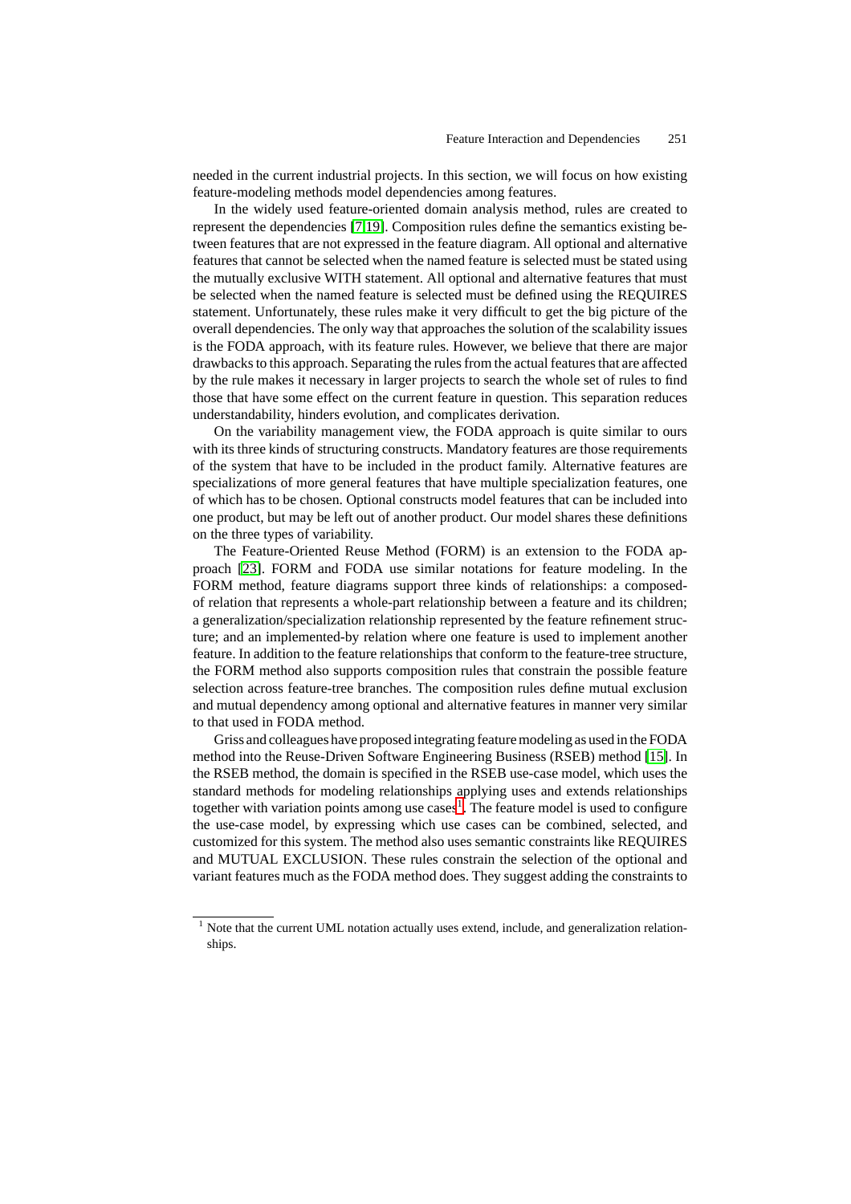needed in the current industrial projects. In this section, we will focus on how existing feature-modeling methods model dependencies among features.

In the widely used feature-oriented domain analysis method, rules are created to represent the dependencies [7,19]. Composition rules define the semantics existing between features that are not expressed in the feature diagram. All optional and alternative features that cannot be selected when the named feature is selected must be stated using the mutually exclusive WITH statement. All optional and alternative features that must be selected when the named feature is selected must be defined using the REQUIRES statement. Unfortunately, these rules make it very difficult to get the big picture of the overall dependencies. The only way that approaches the solution of the scalability issues is the FODA approach, with its feature rules. However, we believe that there are major drawbacks to this approach. Separating the rules from the actual features that are affected by the rule makes it necessary in larger projects to search the whole set of rules to find those that have some effect on the current feature in question. This separation reduces understandability, hinders evolution, and complicates derivation.

On the variability management view, the FODA approach is quite similar to ours with its three kinds of structuring constructs. Mandatory features are those requirements of the system that have to be included in the product family. Alternative features are specializations of more general features that have multiple specialization features, one of which has to be chosen. Optional constructs model features that can be included into one product, but may be left out of another product. Our model shares these definitions on the three types of variability.

The Feature-Oriented Reuse Method (FORM) is an extension to the FODA approach [23]. FORM and FODA use similar notations for feature modeling. In the FORM method, feature diagrams support three kinds of relationships: a composed-of relation that represents a whole-part relationship between a feature and its children; a generalization/specialization relationship represented by the feature refinement structure; and an implemented-by relation where one feature is used to implement another feature. In addition to the feature relationships that conform to the feature-tree structure, the FORM method also supports composition rules that constrain the possible feature selection across feature-tree branches. The composition rules define mutual exclusion and mutual dependency among optional and alternative features in manner very similar to that used in FODA method.

Griss and colleagues have proposed integrating feature modeling as used in the FODA method into the Reuse-Driven Software Engineering Business (RSEB) method [15]. In the RSEB method, the domain is specified in the RSEB use-case model, which uses the standard methods for modeling relationships applying uses and extends relationships together with variation points among use cases[1]. The feature model is used to configure the use-case model, by expressing which use cases can be combined, selected, and customized for this system. The method also uses semantic constraints like REQUIRES and MUTUAL EXCLUSION. These rules constrain the selection of the optional and variant features much as the FODA method does. They suggest adding the constraints to

[1] Note that the current UML notation actually uses extend, include, and generalization relationships.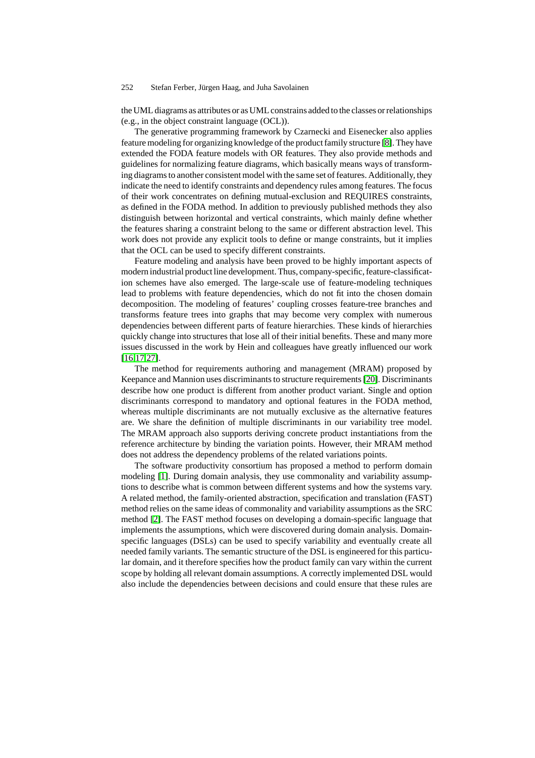the UML diagrams as attributes or as UML constrains added to the classes or relationships (e.g., in the object constraint language (OCL)).

The generative programming framework by Czarnecki and Eisenecker also applies feature modeling for organizing knowledge of the product family structure [8]. They have extended the FODA feature models with OR features. They also provide methods and guidelines for normalizing feature diagrams, which basically means ways of transforming diagrams to another consistent model with the same set of features. Additionally, they indicate the need to identify constraints and dependency rules among features. The focus of their work concentrates on defining mutual-exclusion and REQUIRES constraints, as defined in the FODA method. In addition to previously published methods they also distinguish between horizontal and vertical constraints, which mainly define whether the features sharing a constraint belong to the same or different abstraction level. This work does not provide any explicit tools to define or mange constraints, but it implies that the OCL can be used to specify different constraints.

Feature modeling and analysis have been proved to be highly important aspects of modern industrial product line development. Thus, company-specific, feature-classification schemes have also emerged. The large-scale use of feature-modeling techniques lead to problems with feature dependencies, which do not fit into the chosen domain decomposition. The modeling of features' coupling crosses feature-tree branches and transforms feature trees into graphs that may become very complex with numerous dependencies between different parts of feature hierarchies. These kinds of hierarchies quickly change into structures that lose all of their initial benefits. These and many more issues discussed in the work by Hein and colleagues have greatly influenced our work [16,17,27].

The method for requirements authoring and management (MRAM) proposed by Keepance and Mannion uses discriminants to structure requirements [20]. Discriminants describe how one product is different from another product variant. Single and option discriminants correspond to mandatory and optional features in the FODA method, whereas multiple discriminants are not mutually exclusive as the alternative features are. We share the definition of multiple discriminants in our variability tree model. The MRAM approach also supports deriving concrete product instantiations from the reference architecture by binding the variation points. However, their MRAM method does not address the dependency problems of the related variations points.

The software productivity consortium has proposed a method to perform domain modeling [1]. During domain analysis, they use commonality and variability assumptions to describe what is common between different systems and how the systems vary. A related method, the family-oriented abstraction, specification and translation (FAST) method relies on the same ideas of commonality and variability assumptions as the SRC method [2]. The FAST method focuses on developing a domain-specific language that implements the assumptions, which were discovered during domain analysis. Domain-specific languages (DSLs) can be used to specify variability and eventually create all needed family variants. The semantic structure of the DSL is engineered for this particular domain, and it therefore specifies how the product family can vary within the current scope by holding all relevant domain assumptions. A correctly implemented DSL would also include the dependencies between decisions and could ensure that these rules are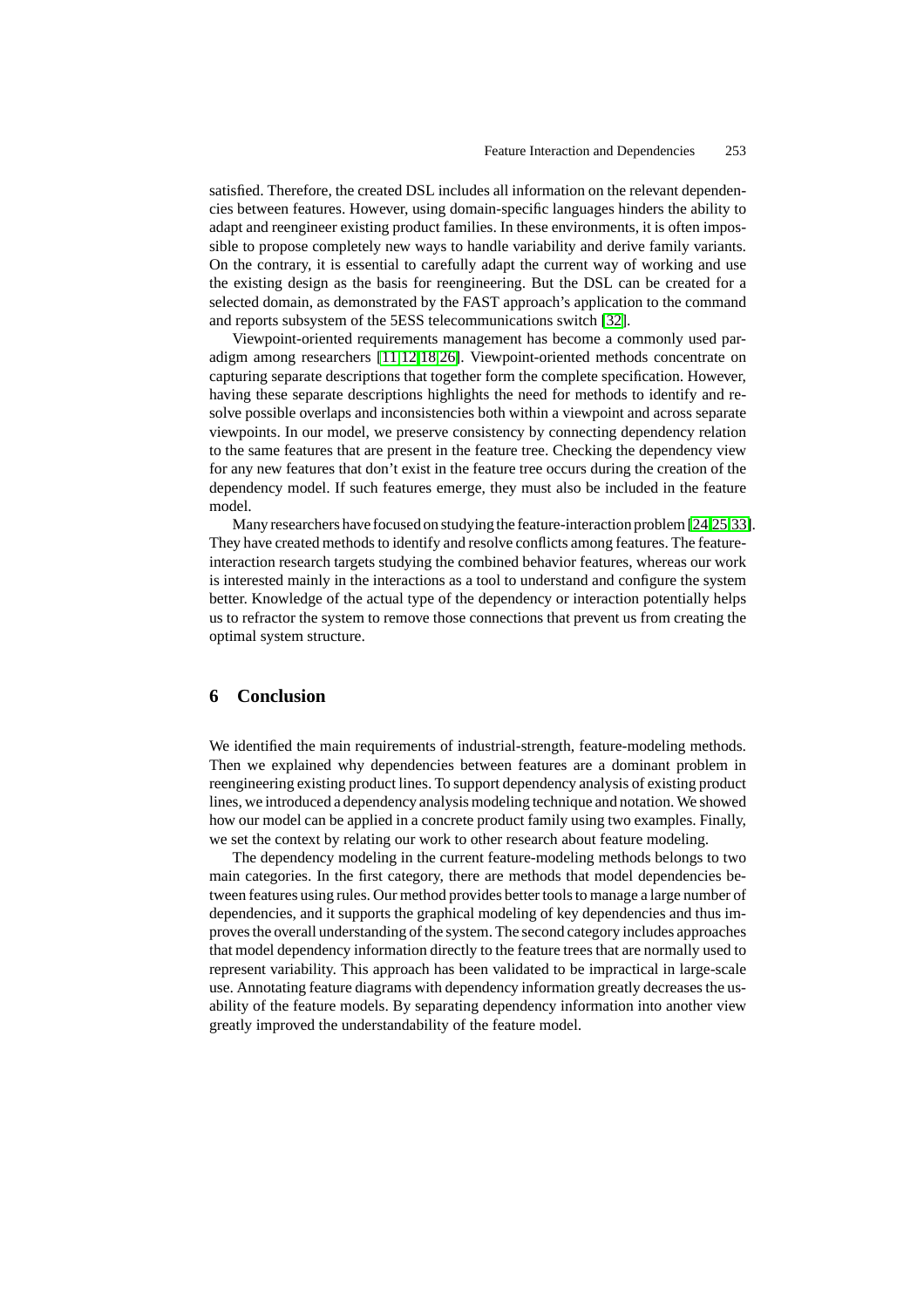satisfied. Therefore, the created DSL includes all information on the relevant dependencies between features. However, using domain-specific languages hinders the ability to adapt and reengineer existing product families. In these environments, it is often impossible to propose completely new ways to handle variability and derive family variants. On the contrary, it is essential to carefully adapt the current way of working and use the existing design as the basis for reengineering. But the DSL can be created for a selected domain, as demonstrated by the FAST approach's application to the command and reports subsystem of the 5ESS telecommunications switch [32].

Viewpoint-oriented requirements management has become a commonly used paradigm among researchers [11,12,18,26]. Viewpoint-oriented methods concentrate on capturing separate descriptions that together form the complete specification. However, having these separate descriptions highlights the need for methods to identify and resolve possible overlaps and inconsistencies both within a viewpoint and across separate viewpoints. In our model, we preserve consistency by connecting dependency relation to the same features that are present in the feature tree. Checking the dependency view for any new features that don't exist in the feature tree occurs during the creation of the dependency model. If such features emerge, they must also be included in the feature model.

Many researchers have focused on studying the feature-interaction problem [24,25,33]. They have created methods to identify and resolve conflicts among features. The feature-interaction research targets studying the combined behavior features, whereas our work is interested mainly in the interactions as a tool to understand and configure the system better. Knowledge of the actual type of the dependency or interaction potentially helps us to refractor the system to remove those connections that prevent us from creating the optimal system structure.

## 6 Conclusion

We identified the main requirements of industrial-strength, feature-modeling methods. Then we explained why dependencies between features are a dominant problem in reengineering existing product lines. To support dependency analysis of existing product lines, we introduced a dependency analysis modeling technique and notation. We showed how our model can be applied in a concrete product family using two examples. Finally, we set the context by relating our work to other research about feature modeling.

The dependency modeling in the current feature-modeling methods belongs to two main categories. In the first category, there are methods that model dependencies between features using rules. Our method provides better tools to manage a large number of dependencies, and it supports the graphical modeling of key dependencies and thus improves the overall understanding of the system. The second category includes approaches that model dependency information directly to the feature trees that are normally used to represent variability. This approach has been validated to be impractical in large-scale use. Annotating feature diagrams with dependency information greatly decreases the usability of the feature models. By separating dependency information into another view greatly improved the understandability of the feature model.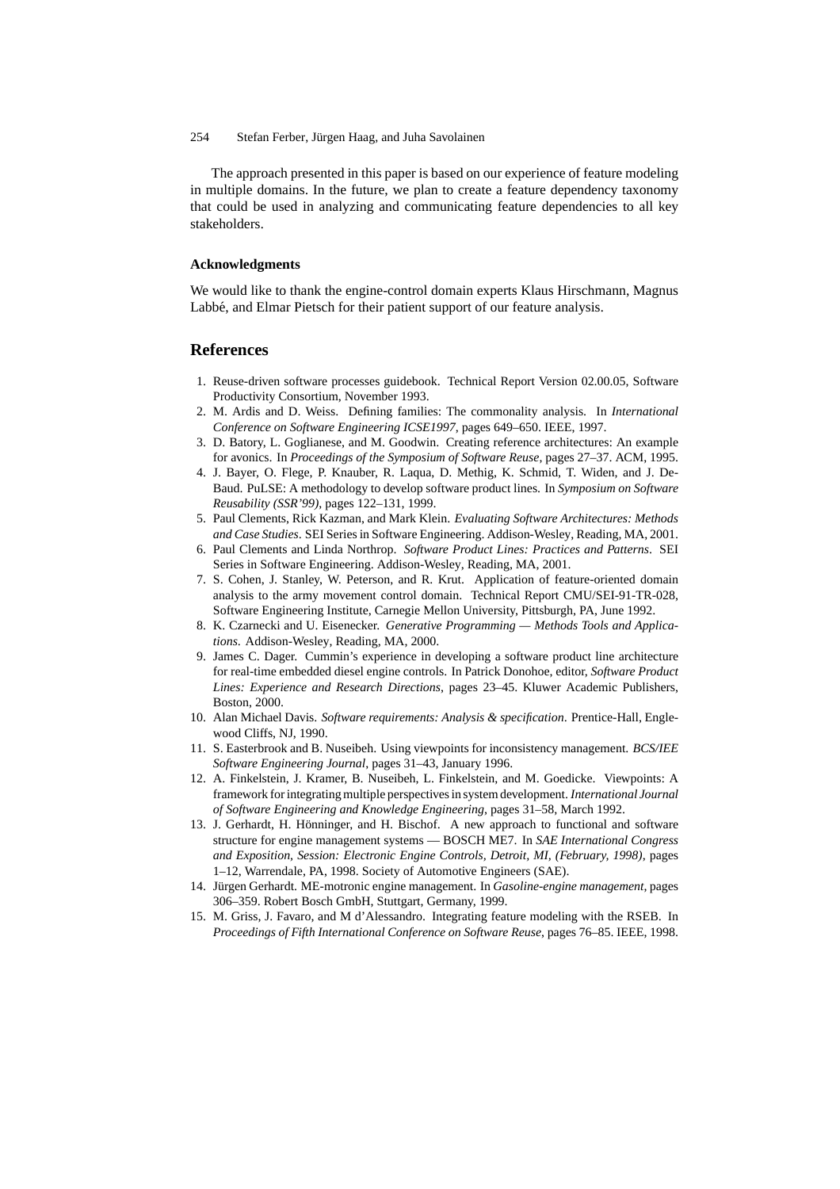The approach presented in this paper is based on our experience of feature modeling in multiple domains. In the future, we plan to create a feature dependency taxonomy that could be used in analyzing and communicating feature dependencies to all key stakeholders.

### Acknowledgments

We would like to thank the engine-control domain experts Klaus Hirschmann, Magnus Labbé, and Elmar Pietsch for their patient support of our feature analysis.

## References

1. Reuse-driven software processes guidebook. Technical Report Version 02.00.05, Software Productivity Consortium, November 1993.
2. M. Ardis and D. Weiss. Defining families: The commonality analysis. In *International Conference on Software Engineering ICSE1997*, pages 649–650. IEEE, 1997.
3. D. Batory, L. Goglianese, and M. Goodwin. Creating reference architectures: An example for avonics. In *Proceedings of the Symposium of Software Reuse*, pages 27–37. ACM, 1995.
4. J. Bayer, O. Flege, P. Knauber, R. Laqua, D. Methig, K. Schmid, T. Widen, and J. DeBaud. PuLSE: A methodology to develop software product lines. In *Symposium on Software Reusability (SSR'99)*, pages 122–131, 1999.
5. Paul Clements, Rick Kazman, and Mark Klein. *Evaluating Software Architectures: Methods and Case Studies*. SEI Series in Software Engineering. Addison-Wesley, Reading, MA, 2001.
6. Paul Clements and Linda Northrop. *Software Product Lines: Practices and Patterns*. SEI Series in Software Engineering. Addison-Wesley, Reading, MA, 2001.
7. S. Cohen, J. Stanley, W. Peterson, and R. Krut. Application of feature-oriented domain analysis to the army movement control domain. Technical Report CMU/SEI-91-TR-028, Software Engineering Institute, Carnegie Mellon University, Pittsburgh, PA, June 1992.
8. K. Czarnecki and U. Eisenecker. *Generative Programming — Methods Tools and Applications*. Addison-Wesley, Reading, MA, 2000.
9. James C. Dager. Cummin's experience in developing a software product line architecture for real-time embedded diesel engine controls. In Patrick Donohoe, editor, *Software Product Lines: Experience and Research Directions*, pages 23–45. Kluwer Academic Publishers, Boston, 2000.
10. Alan Michael Davis. *Software requirements: Analysis & specification*. Prentice-Hall, Englewood Cliffs, NJ, 1990.
11. S. Easterbrook and B. Nuseibeh. Using viewpoints for inconsistency management. *BCS/IEE Software Engineering Journal*, pages 31–43, January 1996.
12. A. Finkelstein, J. Kramer, B. Nuseibeh, L. Finkelstein, and M. Goedicke. Viewpoints: A framework for integrating multiple perspectives in system development. *International Journal of Software Engineering and Knowledge Engineering*, pages 31–58, March 1992.
13. J. Gerhardt, H. Hönninger, and H. Bischof. A new approach to functional and software structure for engine management systems — BOSCH ME7. In *SAE International Congress and Exposition, Session: Electronic Engine Controls, Detroit, MI, (February, 1998)*, pages 1–12, Warrendale, PA, 1998. Society of Automotive Engineers (SAE).
14. Jürgen Gerhardt. ME-motronic engine management. In *Gasoline-engine management*, pages 306–359. Robert Bosch GmbH, Stuttgart, Germany, 1999.
15. M. Griss, J. Favaro, and M d'Alessandro. Integrating feature modeling with the RSEB. In *Proceedings of Fifth International Conference on Software Reuse*, pages 76–85. IEEE, 1998.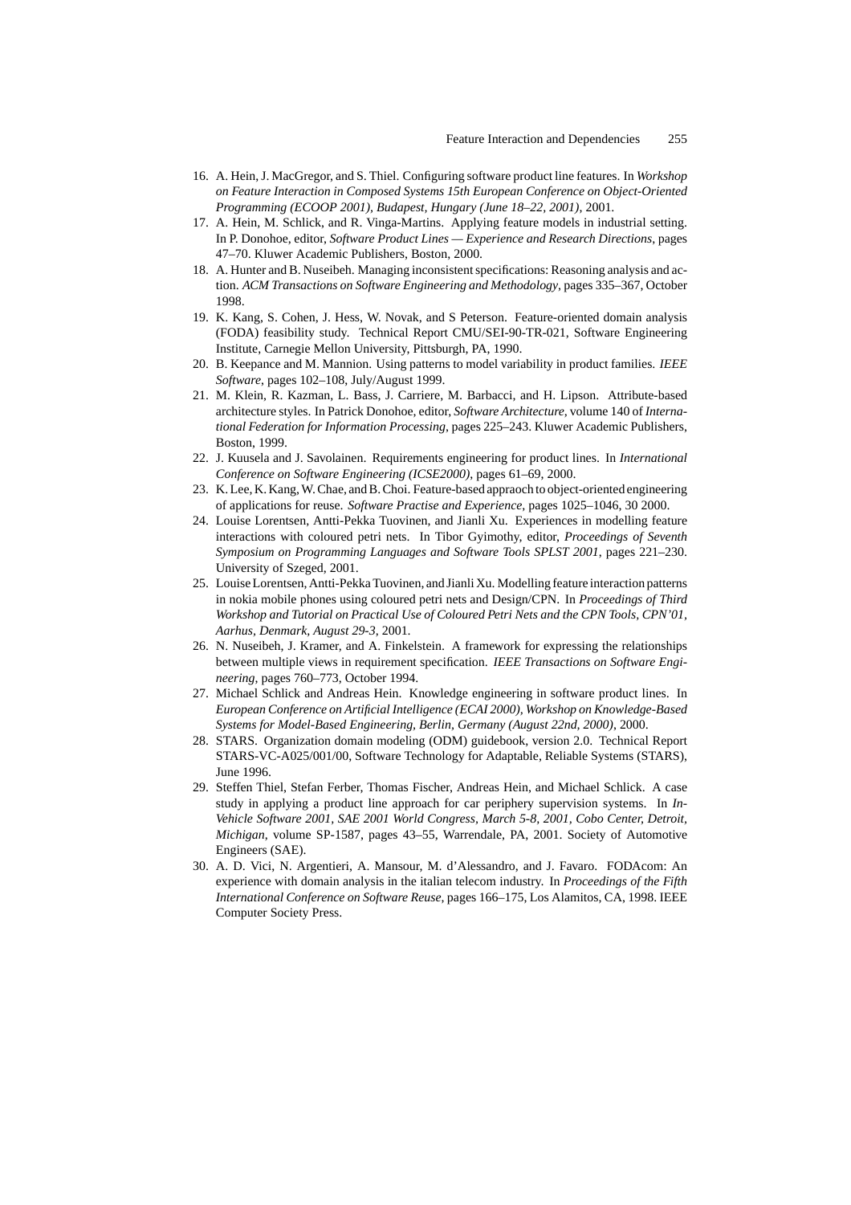16. A. Hein, J. MacGregor, and S. Thiel. Configuring software product line features. In *Workshop on Feature Interaction in Composed Systems 15th European Conference on Object-Oriented Programming (ECOOP 2001), Budapest, Hungary (June 18–22, 2001)*, 2001.
17. A. Hein, M. Schlick, and R. Vinga-Martins. Applying feature models in industrial setting. In P. Donohoe, editor, *Software Product Lines — Experience and Research Directions*, pages 47–70. Kluwer Academic Publishers, Boston, 2000.
18. A. Hunter and B. Nuseibeh. Managing inconsistent specifications: Reasoning analysis and action. *ACM Transactions on Software Engineering and Methodology*, pages 335–367, October 1998.
19. K. Kang, S. Cohen, J. Hess, W. Novak, and S Peterson. Feature-oriented domain analysis (FODA) feasibility study. Technical Report CMU/SEI-90-TR-021, Software Engineering Institute, Carnegie Mellon University, Pittsburgh, PA, 1990.
20. B. Keepance and M. Mannion. Using patterns to model variability in product families. *IEEE Software*, pages 102–108, July/August 1999.
21. M. Klein, R. Kazman, L. Bass, J. Carriere, M. Barbacci, and H. Lipson. Attribute-based architecture styles. In Patrick Donohoe, editor, *Software Architecture*, volume 140 of *International Federation for Information Processing*, pages 225–243. Kluwer Academic Publishers, Boston, 1999.
22. J. Kuusela and J. Savolainen. Requirements engineering for product lines. In *International Conference on Software Engineering (ICSE2000)*, pages 61–69, 2000.
23. K. Lee, K. Kang, W. Chae, and B. Choi. Feature-based appraoch to object-oriented engineering of applications for reuse. *Software Practise and Experience*, pages 1025–1046, 30 2000.
24. Louise Lorentsen, Antti-Pekka Tuovinen, and Jianli Xu. Experiences in modelling feature interactions with coloured petri nets. In Tibor Gyimothy, editor, *Proceedings of Seventh Symposium on Programming Languages and Software Tools SPLST 2001*, pages 221–230. University of Szeged, 2001.
25. Louise Lorentsen, Antti-Pekka Tuovinen, and Jianli Xu. Modelling feature interaction patterns in nokia mobile phones using coloured petri nets and Design/CPN. In *Proceedings of Third Workshop and Tutorial on Practical Use of Coloured Petri Nets and the CPN Tools, CPN'01, Aarhus, Denmark, August 29-3*, 2001.
26. N. Nuseibeh, J. Kramer, and A. Finkelstein. A framework for expressing the relationships between multiple views in requirement specification. *IEEE Transactions on Software Engineering*, pages 760–773, October 1994.
27. Michael Schlick and Andreas Hein. Knowledge engineering in software product lines. In *European Conference on Artificial Intelligence (ECAI 2000), Workshop on Knowledge-Based Systems for Model-Based Engineering, Berlin, Germany (August 22nd, 2000)*, 2000.
28. STARS. Organization domain modeling (ODM) guidebook, version 2.0. Technical Report STARS-VC-A025/001/00, Software Technology for Adaptable, Reliable Systems (STARS), June 1996.
29. Steffen Thiel, Stefan Ferber, Thomas Fischer, Andreas Hein, and Michael Schlick. A case study in applying a product line approach for car periphery supervision systems. In *In-Vehicle Software 2001, SAE 2001 World Congress, March 5-8, 2001, Cobo Center, Detroit, Michigan*, volume SP-1587, pages 43–55, Warrendale, PA, 2001. Society of Automotive Engineers (SAE).
30. A. D. Vici, N. Argentieri, A. Mansour, M. d'Alessandro, and J. Favaro. FODAcom: An experience with domain analysis in the italian telecom industry. In *Proceedings of the Fifth International Conference on Software Reuse*, pages 166–175, Los Alamitos, CA, 1998. IEEE Computer Society Press.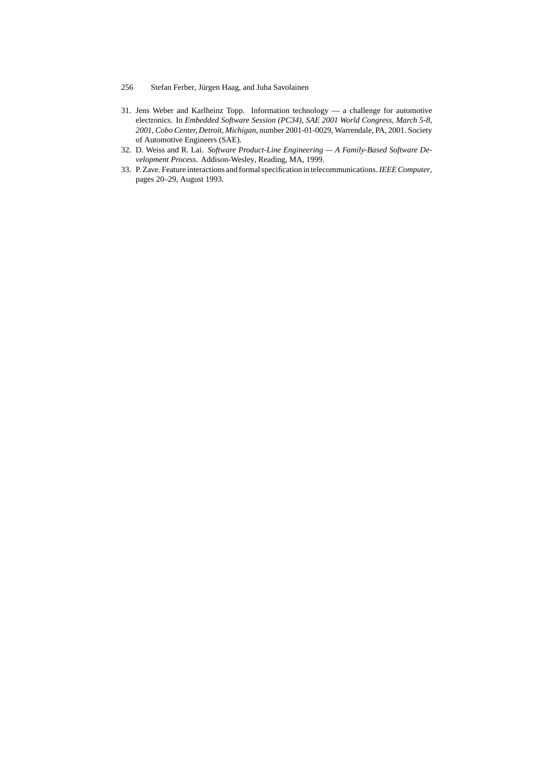31. Jens Weber and Karlheinz Topp. Information technology — a challenge for automotive electronics. In *Embedded Software Session (PC34), SAE 2001 World Congress, March 5-8, 2001, Cobo Center, Detroit, Michigan*, number 2001-01-0029, Warrendale, PA, 2001. Society of Automotive Engineers (SAE).
32. D. Weiss and R. Lai. *Software Product-Line Engineering — A Family-Based Software Development Process*. Addison-Wesley, Reading, MA, 1999.
33. P. Zave. Feature interactions and formal specification in telecommunications. *IEEE Computer*, pages 20–29, August 1993.